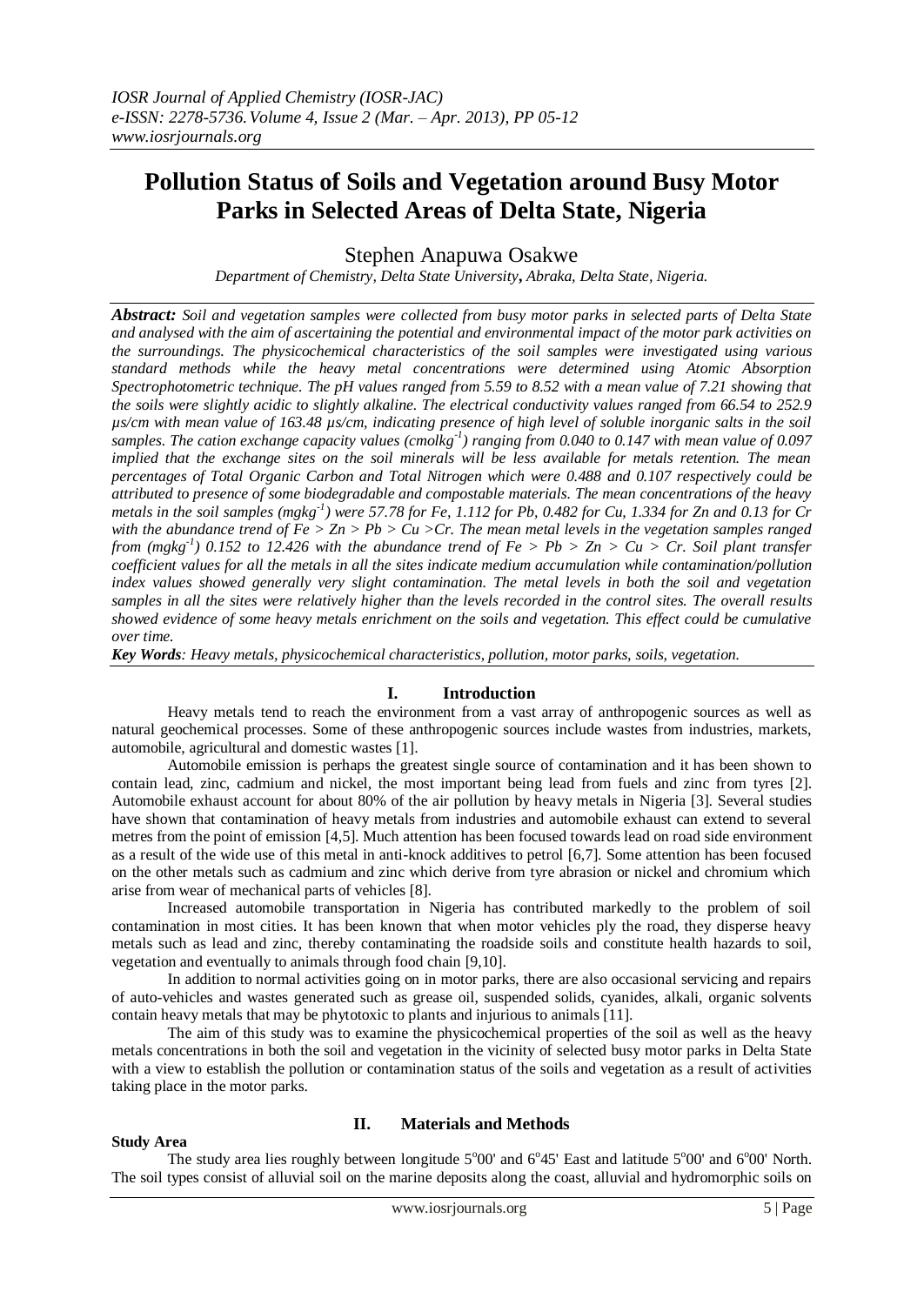# Pollution Status of Soils and Vegetation around Busy Motor Parks in Selected Areas of Delta State, Nigeria

Stephen Anapuwa Osakwe

*Department of Chemistry, Delta State University, Abraka, Delta State, Nigeria.*

***Abstract:*** *Soil and vegetation samples were collected from busy motor parks in selected parts of Delta State and analysed with the aim of ascertaining the potential and environmental impact of the motor park activities on the surroundings. The physicochemical characteristics of the soil samples were investigated using various standard methods while the heavy metal concentrations were determined using Atomic Absorption Spectrophotometric technique. The pH values ranged from 5.59 to 8.52 with a mean value of 7.21 showing that the soils were slightly acidic to slightly alkaline. The electrical conductivity values ranged from 66.54 to 252.9 µs/cm with mean value of 163.48 µs/cm, indicating presence of high level of soluble inorganic salts in the soil samples. The cation exchange capacity values (cmolkg$^{-1}$) ranging from 0.040 to 0.147 with mean value of 0.097 implied that the exchange sites on the soil minerals will be less available for metals retention. The mean percentages of Total Organic Carbon and Total Nitrogen which were 0.488 and 0.107 respectively could be attributed to presence of some biodegradable and compostable materials. The mean concentrations of the heavy metals in the soil samples (mgkg$^{-1}$) were 57.78 for Fe, 1.112 for Pb, 0.482 for Cu, 1.334 for Zn and 0.13 for Cr with the abundance trend of Fe > Zn > Pb > Cu >Cr. The mean metal levels in the vegetation samples ranged from (mgkg$^{-1}$) 0.152 to 12.426 with the abundance trend of Fe > Pb > Zn > Cu > Cr. Soil plant transfer coefficient values for all the metals in all the sites indicate medium accumulation while contamination/pollution index values showed generally very slight contamination. The metal levels in both the soil and vegetation samples in all the sites were relatively higher than the levels recorded in the control sites. The overall results showed evidence of some heavy metals enrichment on the soils and vegetation. This effect could be cumulative over time.*

***Key Words****: Heavy metals, physicochemical characteristics, pollution, motor parks, soils, vegetation.*

## I. Introduction

Heavy metals tend to reach the environment from a vast array of anthropogenic sources as well as natural geochemical processes. Some of these anthropogenic sources include wastes from industries, markets, automobile, agricultural and domestic wastes [1].

Automobile emission is perhaps the greatest single source of contamination and it has been shown to contain lead, zinc, cadmium and nickel, the most important being lead from fuels and zinc from tyres [2]. Automobile exhaust account for about 80% of the air pollution by heavy metals in Nigeria [3]. Several studies have shown that contamination of heavy metals from industries and automobile exhaust can extend to several metres from the point of emission [4,5]. Much attention has been focused towards lead on road side environment as a result of the wide use of this metal in anti-knock additives to petrol [6,7]. Some attention has been focused on the other metals such as cadmium and zinc which derive from tyre abrasion or nickel and chromium which arise from wear of mechanical parts of vehicles [8].

Increased automobile transportation in Nigeria has contributed markedly to the problem of soil contamination in most cities. It has been known that when motor vehicles ply the road, they disperse heavy metals such as lead and zinc, thereby contaminating the roadside soils and constitute health hazards to soil, vegetation and eventually to animals through food chain [9,10].

In addition to normal activities going on in motor parks, there are also occasional servicing and repairs of auto-vehicles and wastes generated such as grease oil, suspended solids, cyanides, alkali, organic solvents contain heavy metals that may be phytotoxic to plants and injurious to animals [11].

The aim of this study was to examine the physicochemical properties of the soil as well as the heavy metals concentrations in both the soil and vegetation in the vicinity of selected busy motor parks in Delta State with a view to establish the pollution or contamination status of the soils and vegetation as a result of activities taking place in the motor parks.

## II. Materials and Methods

### Study Area

The study area lies roughly between longitude 5°00' and 6°45' East and latitude 5°00' and 6°00' North. The soil types consist of alluvial soil on the marine deposits along the coast, alluvial and hydromorphic soils on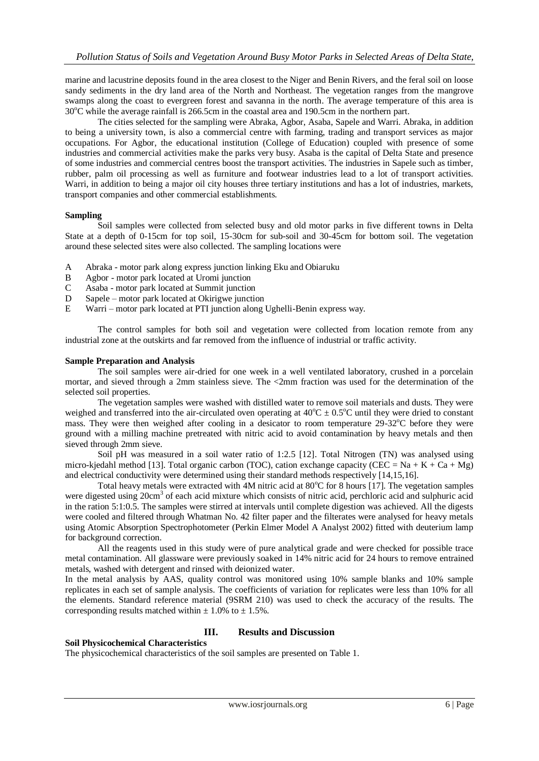marine and lacustrine deposits found in the area closest to the Niger and Benin Rivers, and the feral soil on loose sandy sediments in the dry land area of the North and Northeast. The vegetation ranges from the mangrove swamps along the coast to evergreen forest and savanna in the north. The average temperature of this area is 30$^o$C while the average rainfall is 266.5cm in the coastal area and 190.5cm in the northern part.

The cities selected for the sampling were Abraka, Agbor, Asaba, Sapele and Warri. Abraka, in addition to being a university town, is also a commercial centre with farming, trading and transport services as major occupations. For Agbor, the educational institution (College of Education) coupled with presence of some industries and commercial activities make the parks very busy. Asaba is the capital of Delta State and presence of some industries and commercial centres boost the transport activities. The industries in Sapele such as timber, rubber, palm oil processing as well as furniture and footwear industries lead to a lot of transport activities. Warri, in addition to being a major oil city houses three tertiary institutions and has a lot of industries, markets, transport companies and other commercial establishments.

**Sampling**

Soil samples were collected from selected busy and old motor parks in five different towns in Delta State at a depth of 0-15cm for top soil, 15-30cm for sub-soil and 30-45cm for bottom soil. The vegetation around these selected sites were also collected. The sampling locations were

- A Abraka - motor park along express junction linking Eku and Obiaruku
- B Agbor - motor park located at Uromi junction
- C Asaba - motor park located at Summit junction
- D Sapele – motor park located at Okirigwe junction
- E Warri – motor park located at PTI junction along Ughelli-Benin express way.

The control samples for both soil and vegetation were collected from location remote from any industrial zone at the outskirts and far removed from the influence of industrial or traffic activity.

**Sample Preparation and Analysis**

The soil samples were air-dried for one week in a well ventilated laboratory, crushed in a porcelain mortar, and sieved through a 2mm stainless sieve. The <2mm fraction was used for the determination of the selected soil properties.

The vegetation samples were washed with distilled water to remove soil materials and dusts. They were weighed and transferred into the air-circulated oven operating at 40$^o$C ± 0.5$^o$C until they were dried to constant mass. They were then weighed after cooling in a desicator to room temperature 29-32$^o$C before they were ground with a milling machine pretreated with nitric acid to avoid contamination by heavy metals and then sieved through 2mm sieve.

Soil pH was measured in a soil water ratio of 1:2.5 [12]. Total Nitrogen (TN) was analysed using micro-kjedahl method [13]. Total organic carbon (TOC), cation exchange capacity (CEC = Na + K + Ca + Mg) and electrical conductivity were determined using their standard methods respectively [14,15,16].

Total heavy metals were extracted with 4M nitric acid at 80$^o$C for 8 hours [17]. The vegetation samples were digested using 20cm$^3$ of each acid mixture which consists of nitric acid, perchloric acid and sulphuric acid in the ration 5:1:0.5. The samples were stirred at intervals until complete digestion was achieved. All the digests were cooled and filtered through Whatman No. 42 filter paper and the filterates were analysed for heavy metals using Atomic Absorption Spectrophotometer (Perkin Elmer Model A Analyst 2002) fitted with deuterium lamp for background correction.

All the reagents used in this study were of pure analytical grade and were checked for possible trace metal contamination. All glassware were previously soaked in 14% nitric acid for 24 hours to remove entrained metals, washed with detergent and rinsed with deionized water.

In the metal analysis by AAS, quality control was monitored using 10% sample blanks and 10% sample replicates in each set of sample analysis. The coefficients of variation for replicates were less than 10% for all the elements. Standard reference material (9SRM 210) was used to check the accuracy of the results. The corresponding results matched within ± 1.0% to ± 1.5%.

## III. Results and Discussion

**Soil Physicochemical Characteristics**

The physicochemical characteristics of the soil samples are presented on Table 1.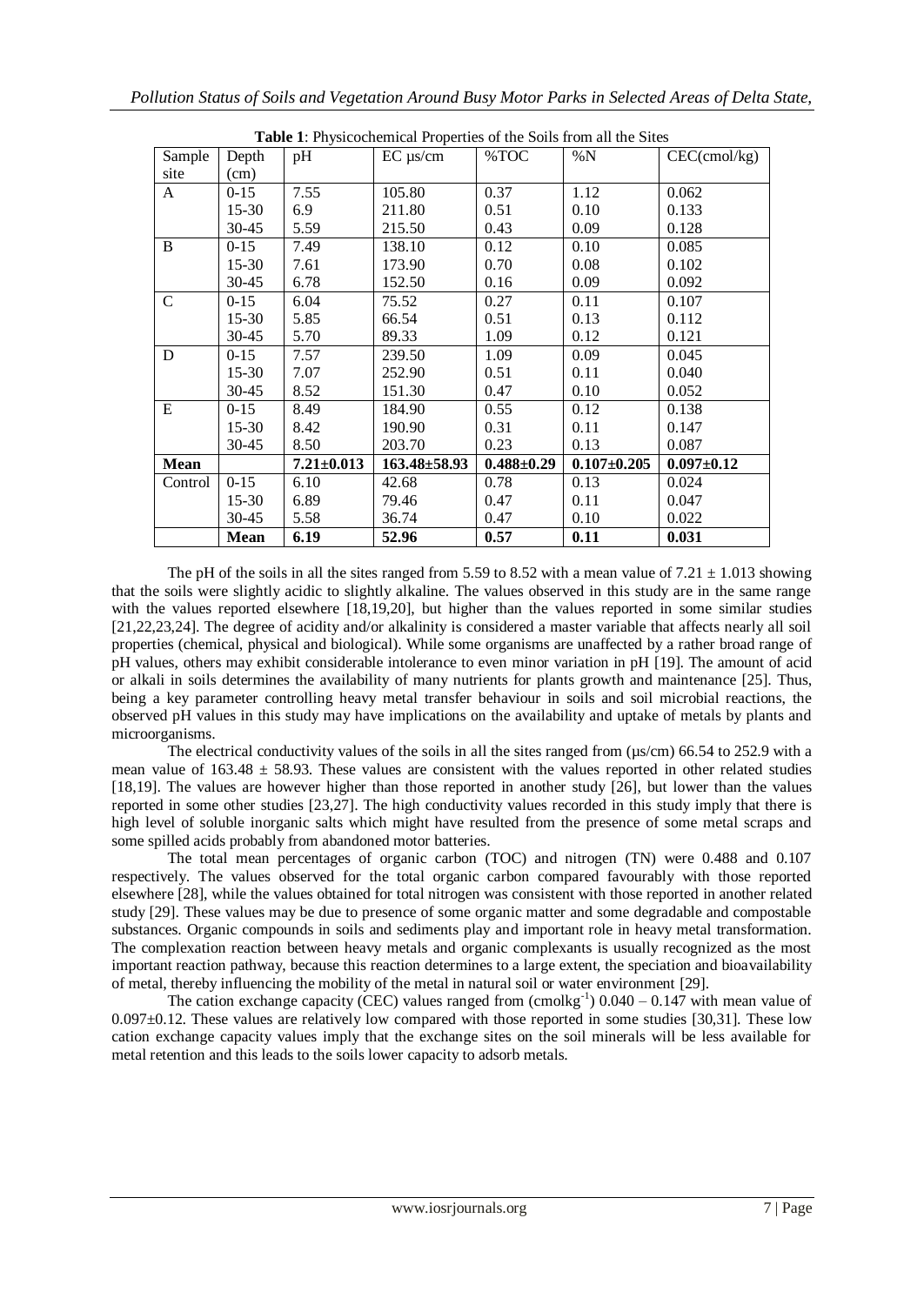**Table 1**: Physicochemical Properties of the Soils from all the Sites

| Sample site | Depth (cm) | pH | EC µs/cm | %TOC | %N | CEC(cmol/kg) |
|---|---|---|---|---|---|---|
| A | 0-15 | 7.55 | 105.80 | 0.37 | 1.12 | 0.062 |
| | 15-30 | 6.9 | 211.80 | 0.51 | 0.10 | 0.133 |
| | 30-45 | 5.59 | 215.50 | 0.43 | 0.09 | 0.128 |
| B | 0-15 | 7.49 | 138.10 | 0.12 | 0.10 | 0.085 |
| | 15-30 | 7.61 | 173.90 | 0.70 | 0.08 | 0.102 |
| | 30-45 | 6.78 | 152.50 | 0.16 | 0.09 | 0.092 |
| C | 0-15 | 6.04 | 75.52 | 0.27 | 0.11 | 0.107 |
| | 15-30 | 5.85 | 66.54 | 0.51 | 0.13 | 0.112 |
| | 30-45 | 5.70 | 89.33 | 1.09 | 0.12 | 0.121 |
| D | 0-15 | 7.57 | 239.50 | 1.09 | 0.09 | 0.045 |
| | 15-30 | 7.07 | 252.90 | 0.51 | 0.11 | 0.040 |
| | 30-45 | 8.52 | 151.30 | 0.47 | 0.10 | 0.052 |
| E | 0-15 | 8.49 | 184.90 | 0.55 | 0.12 | 0.138 |
| | 15-30 | 8.42 | 190.90 | 0.31 | 0.11 | 0.147 |
| | 30-45 | 8.50 | 203.70 | 0.23 | 0.13 | 0.087 |
| **Mean** | | **7.21±0.013** | **163.48±58.93** | **0.488±0.29** | **0.107±0.205** | **0.097±0.12** |
| Control | 0-15 | 6.10 | 42.68 | 0.78 | 0.13 | 0.024 |
| | 15-30 | 6.89 | 79.46 | 0.47 | 0.11 | 0.047 |
| | 30-45 | 5.58 | 36.74 | 0.47 | 0.10 | 0.022 |
| | **Mean** | **6.19** | **52.96** | **0.57** | **0.11** | **0.031** |

The pH of the soils in all the sites ranged from 5.59 to 8.52 with a mean value of $7.21 \pm 1.013$ showing that the soils were slightly acidic to slightly alkaline. The values observed in this study are in the same range with the values reported elsewhere [18,19,20], but higher than the values reported in some similar studies [21,22,23,24]. The degree of acidity and/or alkalinity is considered a master variable that affects nearly all soil properties (chemical, physical and biological). While some organisms are unaffected by a rather broad range of pH values, others may exhibit considerable intolerance to even minor variation in pH [19]. The amount of acid or alkali in soils determines the availability of many nutrients for plants growth and maintenance [25]. Thus, being a key parameter controlling heavy metal transfer behaviour in soils and soil microbial reactions, the observed pH values in this study may have implications on the availability and uptake of metals by plants and microorganisms.

The electrical conductivity values of the soils in all the sites ranged from (µs/cm) 66.54 to 252.9 with a mean value of $163.48 \pm 58.93$. These values are consistent with the values reported in other related studies [18,19]. The values are however higher than those reported in another study [26], but lower than the values reported in some other studies [23,27]. The high conductivity values recorded in this study imply that there is high level of soluble inorganic salts which might have resulted from the presence of some metal scraps and some spilled acids probably from abandoned motor batteries.

The total mean percentages of organic carbon (TOC) and nitrogen (TN) were 0.488 and 0.107 respectively. The values observed for the total organic carbon compared favourably with those reported elsewhere [28], while the values obtained for total nitrogen was consistent with those reported in another related study [29]. These values may be due to presence of some organic matter and some degradable and compostable substances. Organic compounds in soils and sediments play and important role in heavy metal transformation. The complexation reaction between heavy metals and organic complexants is usually recognized as the most important reaction pathway, because this reaction determines to a large extent, the speciation and bioavailability of metal, thereby influencing the mobility of the metal in natural soil or water environment [29].

The cation exchange capacity (CEC) values ranged from (cmolkg$^{-1}$) 0.040 – 0.147 with mean value of $0.097 \pm 0.12$. These values are relatively low compared with those reported in some studies [30,31]. These low cation exchange capacity values imply that the exchange sites on the soil minerals will be less available for metal retention and this leads to the soils lower capacity to adsorb metals.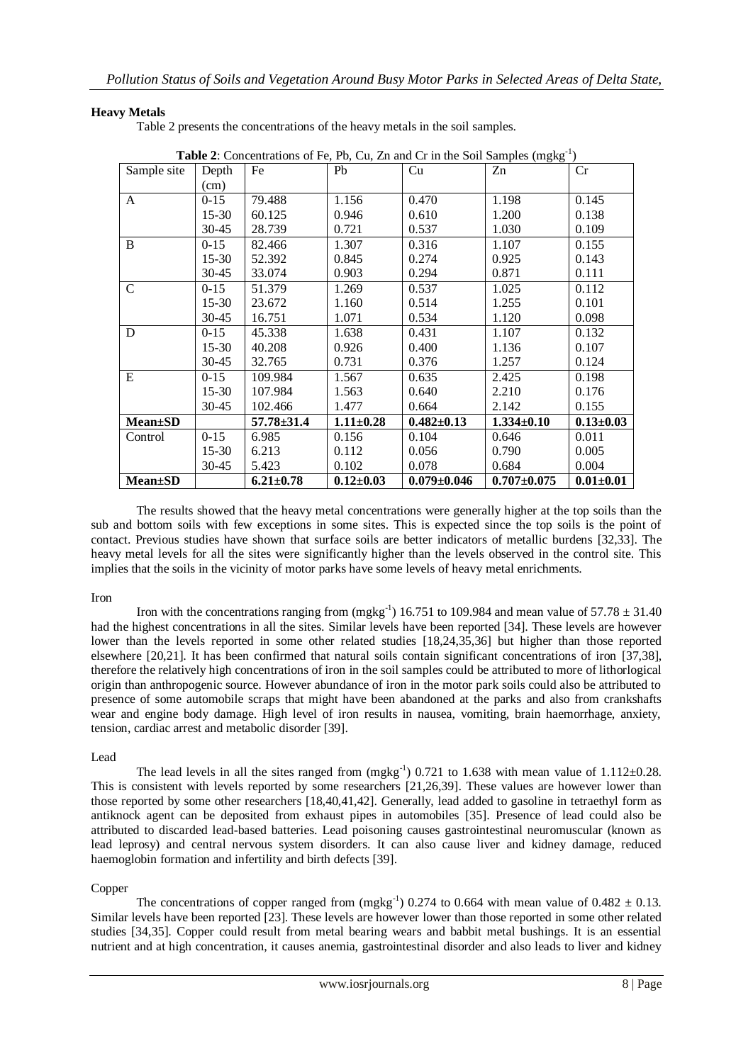### Heavy Metals

Table 2 presents the concentrations of the heavy metals in the soil samples.

**Table 2**: Concentrations of Fe, Pb, Cu, Zn and Cr in the Soil Samples ($mgkg^{-1}$)

| Sample site | Depth (cm) | Fe | Pb | Cu | Zn | Cr |
|---|---|---|---|---|---|---|
| A | 0-15 | 79.488 | 1.156 | 0.470 | 1.198 | 0.145 |
| | 15-30 | 60.125 | 0.946 | 0.610 | 1.200 | 0.138 |
| | 30-45 | 28.739 | 0.721 | 0.537 | 1.030 | 0.109 |
| B | 0-15 | 82.466 | 1.307 | 0.316 | 1.107 | 0.155 |
| | 15-30 | 52.392 | 0.845 | 0.274 | 0.925 | 0.143 |
| | 30-45 | 33.074 | 0.903 | 0.294 | 0.871 | 0.111 |
| C | 0-15 | 51.379 | 1.269 | 0.537 | 1.025 | 0.112 |
| | 15-30 | 23.672 | 1.160 | 0.514 | 1.255 | 0.101 |
| | 30-45 | 16.751 | 1.071 | 0.534 | 1.120 | 0.098 |
| D | 0-15 | 45.338 | 1.638 | 0.431 | 1.107 | 0.132 |
| | 15-30 | 40.208 | 0.926 | 0.400 | 1.136 | 0.107 |
| | 30-45 | 32.765 | 0.731 | 0.376 | 1.257 | 0.124 |
| E | 0-15 | 109.984 | 1.567 | 0.635 | 2.425 | 0.198 |
| | 15-30 | 107.984 | 1.563 | 0.640 | 2.210 | 0.176 |
| | 30-45 | 102.466 | 1.477 | 0.664 | 2.142 | 0.155 |
| **Mean±SD** | | **57.78±31.4** | **1.11±0.28** | **0.482±0.13** | **1.334±0.10** | **0.13±0.03** |
| Control | 0-15 | 6.985 | 0.156 | 0.104 | 0.646 | 0.011 |
| | 15-30 | 6.213 | 0.112 | 0.056 | 0.790 | 0.005 |
| | 30-45 | 5.423 | 0.102 | 0.078 | 0.684 | 0.004 |
| **Mean±SD** | | **6.21±0.78** | **0.12±0.03** | **0.079±0.046** | **0.707±0.075** | **0.01±0.01** |

The results showed that the heavy metal concentrations were generally higher at the top soils than the sub and bottom soils with few exceptions in some sites. This is expected since the top soils is the point of contact. Previous studies have shown that surface soils are better indicators of metallic burdens [32,33]. The heavy metal levels for all the sites were significantly higher than the levels observed in the control site. This implies that the soils in the vicinity of motor parks have some levels of heavy metal enrichments.

Iron

Iron with the concentrations ranging from ($mgkg^{-1}$) 16.751 to 109.984 and mean value of $57.78 \pm 31.40$ had the highest concentrations in all the sites. Similar levels have been reported [34]. These levels are however lower than the levels reported in some other related studies [18,24,35,36] but higher than those reported elsewhere [20,21]. It has been confirmed that natural soils contain significant concentrations of iron [37,38], therefore the relatively high concentrations of iron in the soil samples could be attributed to more of lithorlogical origin than anthropogenic source. However abundance of iron in the motor park soils could also be attributed to presence of some automobile scraps that might have been abandoned at the parks and also from crankshafts wear and engine body damage. High level of iron results in nausea, vomiting, brain haemorrhage, anxiety, tension, cardiac arrest and metabolic disorder [39].

Lead

The lead levels in all the sites ranged from ($mgkg^{-1}$) 0.721 to 1.638 with mean value of $1.112\pm0.28$. This is consistent with levels reported by some researchers [21,26,39]. These values are however lower than those reported by some other researchers [18,40,41,42]. Generally, lead added to gasoline in tetraethyl form as antiknock agent can be deposited from exhaust pipes in automobiles [35]. Presence of lead could also be attributed to discarded lead-based batteries. Lead poisoning causes gastrointestinal neuromuscular (known as lead leprosy) and central nervous system disorders. It can also cause liver and kidney damage, reduced haemoglobin formation and infertility and birth defects [39].

Copper

The concentrations of copper ranged from ($mgkg^{-1}$) 0.274 to 0.664 with mean value of $0.482 \pm 0.13$. Similar levels have been reported [23]. These levels are however lower than those reported in some other related studies [34,35]. Copper could result from metal bearing wears and babbit metal bushings. It is an essential nutrient and at high concentration, it causes anemia, gastrointestinal disorder and also leads to liver and kidney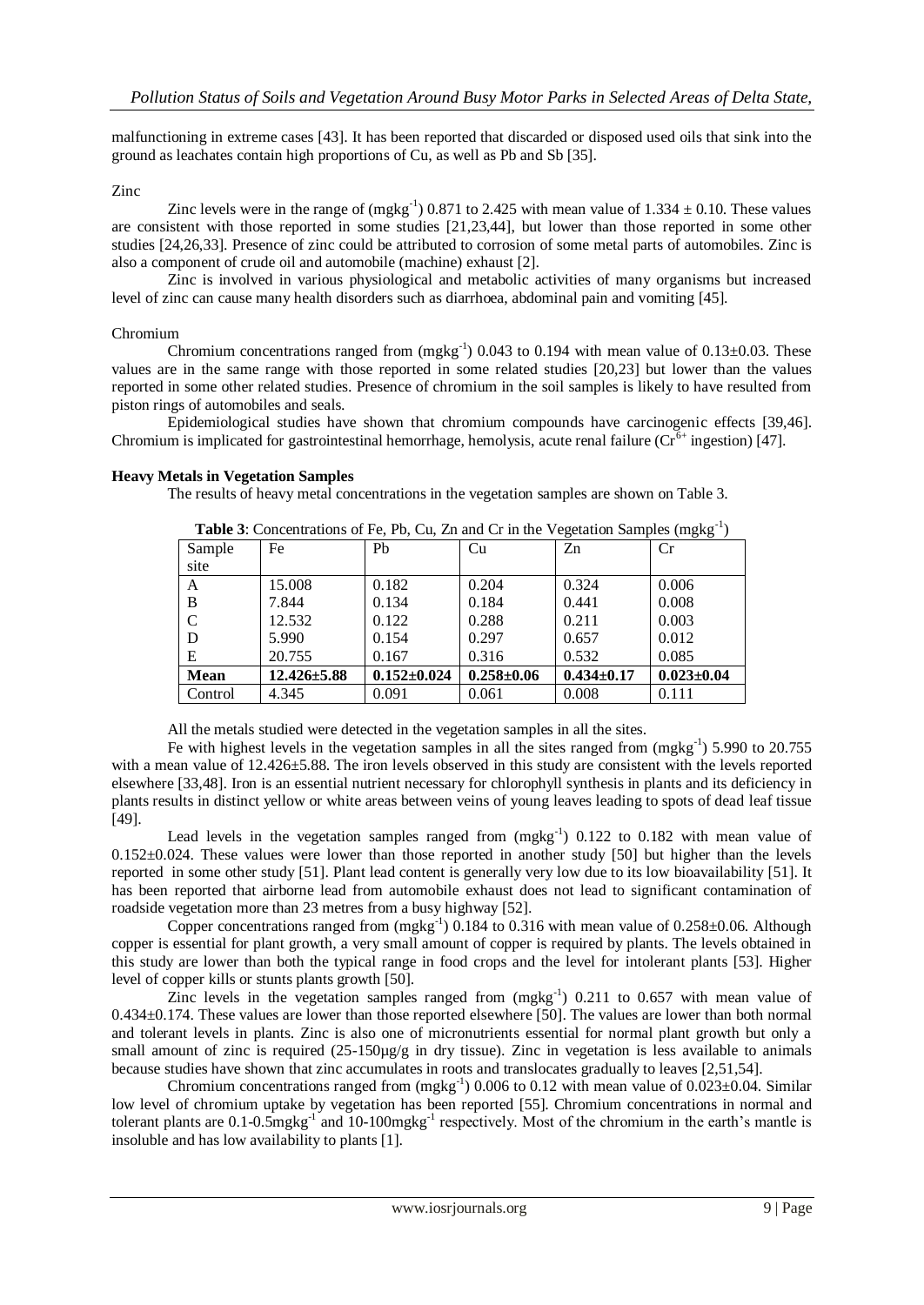malfunctioning in extreme cases [43]. It has been reported that discarded or disposed used oils that sink into the ground as leachates contain high proportions of Cu, as well as Pb and Sb [35].

Zinc

Zinc levels were in the range of ($mgkg^{-1}$) 0.871 to 2.425 with mean value of $1.334 \pm 0.10$. These values are consistent with those reported in some studies [21,23,44], but lower than those reported in some other studies [24,26,33]. Presence of zinc could be attributed to corrosion of some metal parts of automobiles. Zinc is also a component of crude oil and automobile (machine) exhaust [2].

Zinc is involved in various physiological and metabolic activities of many organisms but increased level of zinc can cause many health disorders such as diarrhoea, abdominal pain and vomiting [45].

Chromium

Chromium concentrations ranged from ($mgkg^{-1}$) 0.043 to 0.194 with mean value of $0.13 \pm 0.03$. These values are in the same range with those reported in some related studies [20,23] but lower than the values reported in some other related studies. Presence of chromium in the soil samples is likely to have resulted from piston rings of automobiles and seals.

Epidemiological studies have shown that chromium compounds have carcinogenic effects [39,46]. Chromium is implicated for gastrointestinal hemorrhage, hemolysis, acute renal failure ($Cr^{6+}$ ingestion) [47].

**Heavy Metals in Vegetation Samples**

The results of heavy metal concentrations in the vegetation samples are shown on Table 3.

**Table 3**: Concentrations of Fe, Pb, Cu, Zn and Cr in the Vegetation Samples ($mgkg^{-1}$)

| Sample site | Fe | Pb | Cu | Zn | Cr |
|---|---|---|---|---|---|
| A | 15.008 | 0.182 | 0.204 | 0.324 | 0.006 |
| B | 7.844 | 0.134 | 0.184 | 0.441 | 0.008 |
| C | 12.532 | 0.122 | 0.288 | 0.211 | 0.003 |
| D | 5.990 | 0.154 | 0.297 | 0.657 | 0.012 |
| E | 20.755 | 0.167 | 0.316 | 0.532 | 0.085 |
| **Mean** | **12.426±5.88** | **0.152±0.024** | **0.258±0.06** | **0.434±0.17** | **0.023±0.04** |
| Control | 4.345 | 0.091 | 0.061 | 0.008 | 0.111 |

All the metals studied were detected in the vegetation samples in all the sites.

Fe with highest levels in the vegetation samples in all the sites ranged from ($mgkg^{-1}$) 5.990 to 20.755 with a mean value of $12.426 \pm 5.88$. The iron levels observed in this study are consistent with the levels reported elsewhere [33,48]. Iron is an essential nutrient necessary for chlorophyll synthesis in plants and its deficiency in plants results in distinct yellow or white areas between veins of young leaves leading to spots of dead leaf tissue [49].

Lead levels in the vegetation samples ranged from ($mgkg^{-1}$) 0.122 to 0.182 with mean value of $0.152 \pm 0.024$. These values were lower than those reported in another study [50] but higher than the levels reported in some other study [51]. Plant lead content is generally very low due to its low bioavailability [51]. It has been reported that airborne lead from automobile exhaust does not lead to significant contamination of roadside vegetation more than 23 metres from a busy highway [52].

Copper concentrations ranged from ($mgkg^{-1}$) 0.184 to 0.316 with mean value of $0.258 \pm 0.06$. Although copper is essential for plant growth, a very small amount of copper is required by plants. The levels obtained in this study are lower than both the typical range in food crops and the level for intolerant plants [53]. Higher level of copper kills or stunts plants growth [50].

Zinc levels in the vegetation samples ranged from ($mgkg^{-1}$) 0.211 to 0.657 with mean value of $0.434 \pm 0.174$. These values are lower than those reported elsewhere [50]. The values are lower than both normal and tolerant levels in plants. Zinc is also one of micronutrients essential for normal plant growth but only a small amount of zinc is required (25-150µg/g in dry tissue). Zinc in vegetation is less available to animals because studies have shown that zinc accumulates in roots and translocates gradually to leaves [2,51,54].

Chromium concentrations ranged from ($mgkg^{-1}$) 0.006 to 0.12 with mean value of $0.023 \pm 0.04$. Similar low level of chromium uptake by vegetation has been reported [55]. Chromium concentrations in normal and tolerant plants are 0.1-0.5$mgkg^{-1}$ and 10-100$mgkg^{-1}$ respectively. Most of the chromium in the earth's mantle is insoluble and has low availability to plants [1].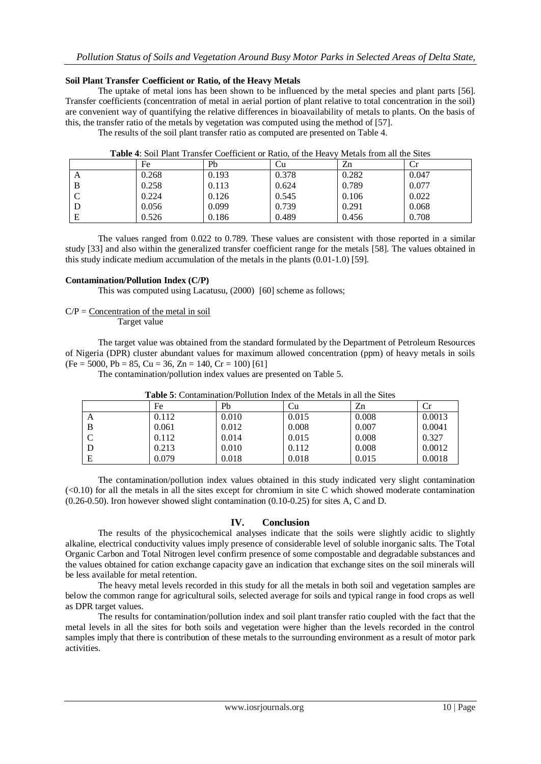**Soil Plant Transfer Coefficient or Ratio, of the Heavy Metals**

The uptake of metal ions has been shown to be influenced by the metal species and plant parts [56]. Transfer coefficients (concentration of metal in aerial portion of plant relative to total concentration in the soil) are convenient way of quantifying the relative differences in bioavailability of metals to plants. On the basis of this, the transfer ratio of the metals by vegetation was computed using the method of [57].

The results of the soil plant transfer ratio as computed are presented on Table 4.

**Table 4**: Soil Plant Transfer Coefficient or Ratio, of the Heavy Metals from all the Sites

| | Fe | Pb | Cu | Zn | Cr |
|---|---|---|---|---|---|
| A | 0.268 | 0.193 | 0.378 | 0.282 | 0.047 |
| B | 0.258 | 0.113 | 0.624 | 0.789 | 0.077 |
| C | 0.224 | 0.126 | 0.545 | 0.106 | 0.022 |
| D | 0.056 | 0.099 | 0.739 | 0.291 | 0.068 |
| E | 0.526 | 0.186 | 0.489 | 0.456 | 0.708 |

The values ranged from 0.022 to 0.789. These values are consistent with those reported in a similar study [33] and also within the generalized transfer coefficient range for the metals [58]. The values obtained in this study indicate medium accumulation of the metals in the plants (0.01-1.0) [59].

**Contamination/Pollution Index (C/P)**

This was computed using Lacatusu, (2000) [60] scheme as follows;

$$C/P = \frac{\text{Concentration of the metal in soil}}{\text{Target value}}$$

The target value was obtained from the standard formulated by the Department of Petroleum Resources of Nigeria (DPR) cluster abundant values for maximum allowed concentration (ppm) of heavy metals in soils (Fe = 5000, Pb = 85, Cu = 36, Zn = 140, Cr = 100) [61]

The contamination/pollution index values are presented on Table 5.

**Table 5**: Contamination/Pollution Index of the Metals in all the Sites

| | Fe | Pb | Cu | Zn | Cr |
|---|---|---|---|---|---|
| A | 0.112 | 0.010 | 0.015 | 0.008 | 0.0013 |
| B | 0.061 | 0.012 | 0.008 | 0.007 | 0.0041 |
| C | 0.112 | 0.014 | 0.015 | 0.008 | 0.327 |
| D | 0.213 | 0.010 | 0.112 | 0.008 | 0.0012 |
| E | 0.079 | 0.018 | 0.018 | 0.015 | 0.0018 |

The contamination/pollution index values obtained in this study indicated very slight contamination (<0.10) for all the metals in all the sites except for chromium in site C which showed moderate contamination (0.26-0.50). Iron however showed slight contamination (0.10-0.25) for sites A, C and D.

## IV. Conclusion

The results of the physicochemical analyses indicate that the soils were slightly acidic to slightly alkaline, electrical conductivity values imply presence of considerable level of soluble inorganic salts. The Total Organic Carbon and Total Nitrogen level confirm presence of some compostable and degradable substances and the values obtained for cation exchange capacity gave an indication that exchange sites on the soil minerals will be less available for metal retention.

The heavy metal levels recorded in this study for all the metals in both soil and vegetation samples are below the common range for agricultural soils, selected average for soils and typical range in food crops as well as DPR target values.

The results for contamination/pollution index and soil plant transfer ratio coupled with the fact that the metal levels in all the sites for both soils and vegetation were higher than the levels recorded in the control samples imply that there is contribution of these metals to the surrounding environment as a result of motor park activities.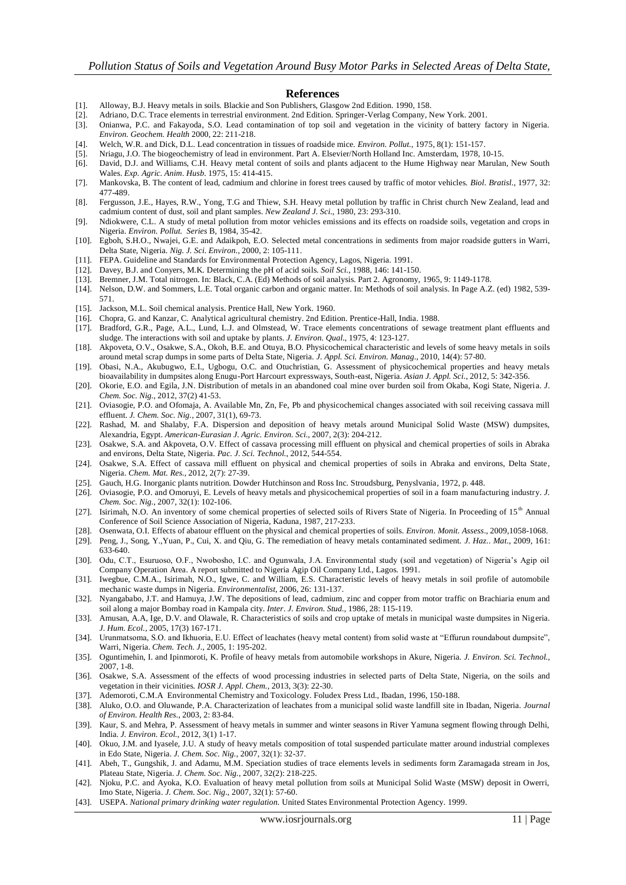## References

[1]. Alloway, B.J. Heavy metals in soils. Blackie and Son Publishers, Glasgow 2nd Edition. 1990, 158.

[2]. Adriano, D.C. Trace elements in terrestrial environment. 2nd Edition. Springer-Verlag Company, New York. 2001.

[3]. Onianwa, P.C. and Fakayoda, S.O. Lead contamination of top soil and vegetation in the vicinity of battery factory in Nigeria. *Environ. Geochem. Health* 2000, 22: 211-218.

[4]. Welch, W.R. and Dick, D.L. Lead concentration in tissues of roadside mice. *Environ. Pollut.*, 1975, 8(1): 151-157.

[5]. Nriagu, J.O. The biogeochemistry of lead in environment. Part A. Elsevier/North Holland Inc. Amsterdam, 1978, 10-15.

[6]. David, D.J. and Williams, C.H. Heavy metal content of soils and plants adjacent to the Hume Highway near Marulan, New South Wales. *Exp. Agric. Anim. Husb.* 1975, 15: 414-415.

[7]. Mankovska, B. The content of lead, cadmium and chlorine in forest trees caused by traffic of motor vehicles. *Biol. Bratisl.*, 1977, 32: 477-489.

[8]. Fergusson, J.E., Hayes, R.W., Yong, T.G and Thiew, S.H. Heavy metal pollution by traffic in Christ church New Zealand, lead and cadmium content of dust, soil and plant samples. *New Zealand J. Sci.*, 1980, 23: 293-310.

[9]. Ndiokwere, C.L. A study of metal pollution from motor vehicles emissions and its effects on roadside soils, vegetation and crops in Nigeria. *Environ. Pollut. Series* B, 1984, 35-42.

[10]. Egboh, S.H.O., Nwajei, G.E. and Adaikpoh, E.O. Selected metal concentrations in sediments from major roadside gutters in Warri, Delta State, Nigeria. *Nig. J. Sci. Environ.*, 2000, 2: 105-111.

[11]. FEPA. Guideline and Standards for Environmental Protection Agency, Lagos, Nigeria. 1991.

[12]. Davey, B.J. and Conyers, M.K. Determining the pH of acid soils. *Soil Sci.*, 1988, 146: 141-150.

[13]. Bremner, J.M. Total nitrogen. In: Black, C.A. (Ed) Methods of soil analysis. Part 2. Agronomy, 1965, 9: 1149-1178.

[14]. Nelson, D.W. and Sommers, L.E. Total organic carbon and organic matter. In: Methods of soil analysis. In Page A.Z. (ed) 1982, 539-571.

[15]. Jackson, M.L. Soil chemical analysis. Prentice Hall, New York. 1960.

[16]. Chopra, G. and Kanzar, C. Analytical agricultural chemistry. 2nd Edition. Prentice-Hall, India. 1988.

[17]. Bradford, G.R., Page, A.L., Lund, L.J. and Olmstead, W. Trace elements concentrations of sewage treatment plant effluents and sludge. The interactions with soil and uptake by plants. *J. Environ. Qual.*, 1975, 4: 123-127.

[18]. Akpoveta, O.V., Osakwe, S.A., Okoh, B.E. and Otuya, B.O. Physicochemical characteristic and levels of some heavy metals in soils around metal scrap dumps in some parts of Delta State, Nigeria. *J. Appl. Sci. Environ. Manag.*, 2010, 14(4): 57-80.

[19]. Obasi, N.A., Akubugwo, E.I., Ugbogu, O.C. and Otuchristian, G. Assessment of physicochemical properties and heavy metals bioavailability in dumpsites along Enugu-Port Harcourt expressways, South-east, Nigeria. *Asian J. Appl. Sci.*, 2012, 5: 342-356.

[20]. Okorie, E.O. and Egila, J.N. Distribution of metals in an abandoned coal mine over burden soil from Okaba, Kogi State, Nigeria. *J. Chem. Soc. Nig.*, 2012, 37(2) 41-53.

[21]. Oviasogie, P.O. and Ofomaja, A. Available Mn, Zn, Fe, Pb and physicochemical changes associated with soil receiving cassava mill effluent. *J. Chem. Soc. Nig.*, 2007, 31(1), 69-73.

[22]. Rashad, M. and Shalaby, F.A. Dispersion and deposition of heavy metals around Municipal Solid Waste (MSW) dumpsites, Alexandria, Egypt. *American-Eurasian J. Agric. Environ. Sci.*, 2007, 2(3): 204-212.

[23]. Osakwe, S.A. and Akpoveta, O.V. Effect of cassava processing mill effluent on physical and chemical properties of soils in Abraka and environs, Delta State, Nigeria. *Pac. J. Sci. Technol.*, 2012, 544-554.

[24]. Osakwe, S.A. Effect of cassava mill effluent on physical and chemical properties of soils in Abraka and environs, Delta State, Nigeria. *Chem. Mat. Res.*, 2012, 2(7): 27-39.

[25]. Gauch, H.G. Inorganic plants nutrition. Dowder Hutchinson and Ross Inc. Stroudsburg, Penyslvania, 1972, p. 448.

[26]. Oviasogie, P.O. and Omoruyi, E. Levels of heavy metals and physicochemical properties of soil in a foam manufacturing industry. *J. Chem. Soc. Nig.*, 2007, 32(1): 102-106.

[27]. Isirimah, N.O. An inventory of some chemical properties of selected soils of Rivers State of Nigeria. In Proceeding of 15th Annual Conference of Soil Science Association of Nigeria, Kaduna, 1987, 217-233.

[28]. Osenwata, O.I. Effects of abatoir effluent on the physical and chemical properties of soils. *Environ. Monit. Assess*., 2009,1058-1068.

[29]. Peng, J., Song, Y.,Yuan, P., Cui, X. and Qiu, G. The remediation of heavy metals contaminated sediment. *J. Haz.. Mat*., 2009, 161: 633-640.

[30]. Odu, C.T., Esuruoso, O.F., Nwobosho, I.C. and Ogunwala, J.A. Environmental study (soil and vegetation) of Nigeria's Agip oil Company Operation Area. A report submitted to Nigeria Agip Oil Company Ltd., Lagos. 1991.

[31]. Iwegbue, C.M.A., Isirimah, N.O., Igwe, C. and William, E.S. Characteristic levels of heavy metals in soil profile of automobile mechanic waste dumps in Nigeria. *Environmentalist*, 2006, 26: 131-137.

[32]. Nyangababo, J.T. and Hamuya, J.W. The depositions of lead, cadmium, zinc and copper from motor traffic on Brachiaria enum and soil along a major Bombay road in Kampala city. *Inter. J. Environ. Stud.*, 1986, 28: 115-119.

[33]. Amusan, A.A, Ige, D.V. and Olawale, R. Characteristics of soils and crop uptake of metals in municipal waste dumpsites in Nigeria. *J. Hum. Ecol.*, 2005, 17(3) 167-171.

[34]. Urunmatsoma, S.O. and Ikhuoria, E.U. Effect of leachates (heavy metal content) from solid waste at "Effurun roundabout dumpsite", Warri, Nigeria. *Chem. Tech. J.*, 2005, 1: 195-202.

[35]. Oguntimehin, I. and Ipinmoroti, K. Profile of heavy metals from automobile workshops in Akure, Nigeria. *J. Environ. Sci. Technol.*, 2007, 1-8.

[36]. Osakwe, S.A. Assessment of the effects of wood processing industries in selected parts of Delta State, Nigeria, on the soils and vegetation in their vicinities. *IOSR J. Appl. Chem.*, 2013, 3(3): 22-30.

[37]. Ademoroti, C.M.A Environmental Chemistry and Toxicology. Foludex Press Ltd., Ibadan, 1996, 150-188.

[38]. Aluko, O.O. and Oluwande, P.A. Characterization of leachates from a municipal solid waste landfill site in Ibadan, Nigeria. *Journal of Environ. Health Res.*, 2003, 2: 83-84.

[39]. Kaur, S. and Mehra, P. Assessment of heavy metals in summer and winter seasons in River Yamuna segment flowing through Delhi, India. *J. Environ. Ecol.*, 2012, 3(1) 1-17.

[40]. Okuo, J.M. and Iyasele, J.U. A study of heavy metals composition of total suspended particulate matter around industrial complexes in Edo State, Nigeria. *J. Chem. Soc. Nig.*, 2007, 32(1): 32-37.

[41]. Abeh, T., Gungshik, J. and Adamu, M.M. Speciation studies of trace elements levels in sediments form Zaramagada stream in Jos, Plateau State, Nigeria. *J. Chem. Soc. Nig.*, 2007, 32(2): 218-225.

[42]. Njoku, P.C. and Ayoka, K.O. Evaluation of heavy metal pollution from soils at Municipal Solid Waste (MSW) deposit in Owerri, Imo State, Nigeria. *J. Chem. Soc. Nig*., 2007, 32(1): 57-60.

[43]. USEPA. *National primary drinking water regulation.* United States Environmental Protection Agency. 1999.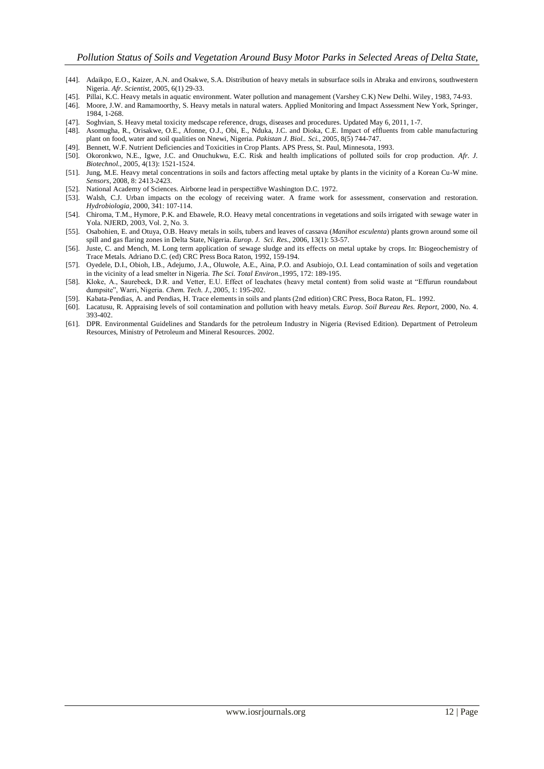[44]. Adaikpo, E.O., Kaizer, A.N. and Osakwe, S.A. Distribution of heavy metals in subsurface soils in Abraka and environs, southwestern Nigeria. *Afr. Scientist*, 2005, 6(1) 29-33.

[45]. Pillai, K.C. Heavy metals in aquatic environment. Water pollution and management (Varshey C.K) New Delhi. Wiley, 1983, 74-93.

[46]. Moore, J.W. and Ramamoorthy, S. Heavy metals in natural waters. Applied Monitoring and Impact Assessment New York, Springer, 1984, 1-268.

[47]. Soghvian, S. Heavy metal toxicity medscape reference, drugs, diseases and procedures. Updated May 6, 2011, 1-7.

[48]. Asomugha, R., Orisakwe, O.E., Afonne, O.J., Obi, E., Nduka, J.C. and Dioka, C.E. Impact of effluents from cable manufacturing plant on food, water and soil qualities on Nnewi, Nigeria. *Pakistan J. Biol.. Sci.*, 2005, 8(5) 744-747.

[49]. Bennett, W.F. Nutrient Deficiencies and Toxicities in Crop Plants. APS Press, St. Paul, Minnesota, 1993.

[50]. Okoronkwo, N.E., Igwe, J.C. and Onuchukwu, E.C. Risk and health implications of polluted soils for crop production. *Afr. J. Biotechnol.*, 2005, 4(13): 1521-1524.

[51]. Jung, M.E. Heavy metal concentrations in soils and factors affecting metal uptake by plants in the vicinity of a Korean Cu-W mine. *Sensors*, 2008, 8: 2413-2423.

[52]. National Academy of Sciences. Airborne lead in perspecti8ve Washington D.C. 1972.

[53]. Walsh, C.J. Urban impacts on the ecology of receiving water. A frame work for assessment, conservation and restoration. *Hydrobiologia*, 2000, 341: 107-114.

[54]. Chiroma, T.M., Hymore, P.K. and Ebawele, R.O. Heavy metal concentrations in vegetations and soils irrigated with sewage water in Yola. NJERD, 2003, Vol. 2, No. 3.

[55]. Osabohien, E. and Otuya, O.B. Heavy metals in soils, tubers and leaves of cassava (*Manihot esculenta*) plants grown around some oil spill and gas flaring zones in Delta State, Nigeria. *Europ. J. Sci. Res.*, 2006, 13(1): 53-57.

[56]. Juste, C. and Mench, M. Long term application of sewage sludge and its effects on metal uptake by crops. In: Biogeochemistry of Trace Metals. Adriano D.C. (ed) CRC Press Boca Raton, 1992, 159-194.

[57]. Oyedele, D.I., Obioh, I.B., Adejumo, J.A., Oluwole, A.E., Aina, P.O. and Asubiojo, O.I. Lead contamination of soils and vegetation in the vicinity of a lead smelter in Nigeria. *The Sci. Total Environ.*,1995, 172: 189-195.

[58]. Kloke, A., Saurebeck, D.R. and Vetter, E.U. Effect of leachates (heavy metal content) from solid waste at "Effurun roundabout dumpsite", Warri, Nigeria. *Chem. Tech. J.*, 2005, 1: 195-202.

[59]. Kabata-Pendias, A. and Pendias, H. Trace elements in soils and plants (2nd edition) CRC Press, Boca Raton, FL. 1992.

[60]. Lacatusu, R. Appraising levels of soil contamination and pollution with heavy metals. *Europ. Soil Bureau Res. Report*, 2000, No. 4. 393-402.

[61]. DPR. Environmental Guidelines and Standards for the petroleum Industry in Nigeria (Revised Edition). Department of Petroleum Resources, Ministry of Petroleum and Mineral Resources. 2002.